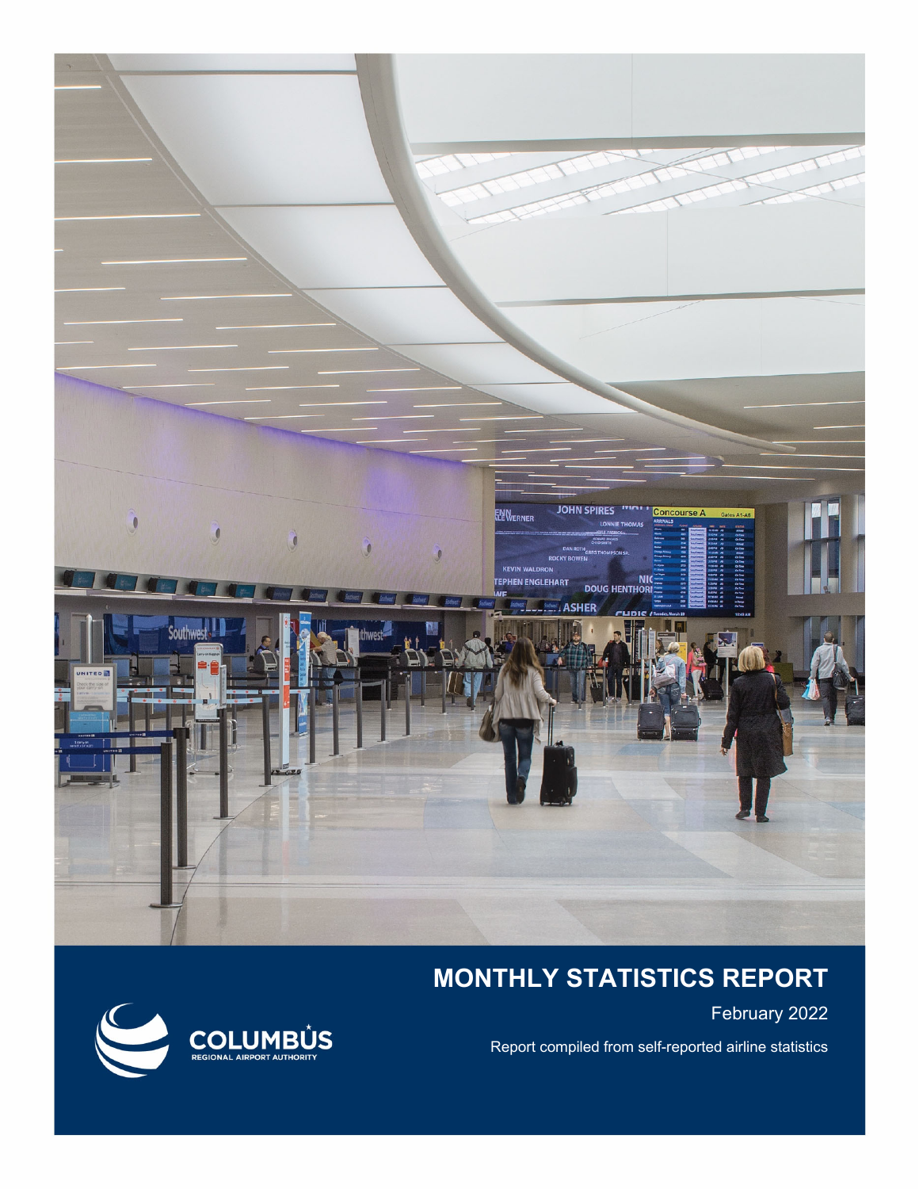# MONTHLY STATISTICS REPORT

February 2022

Report compiled from self-reported airline statistics

COLUMBUS REGIONAL AIRPORT AUTHORITY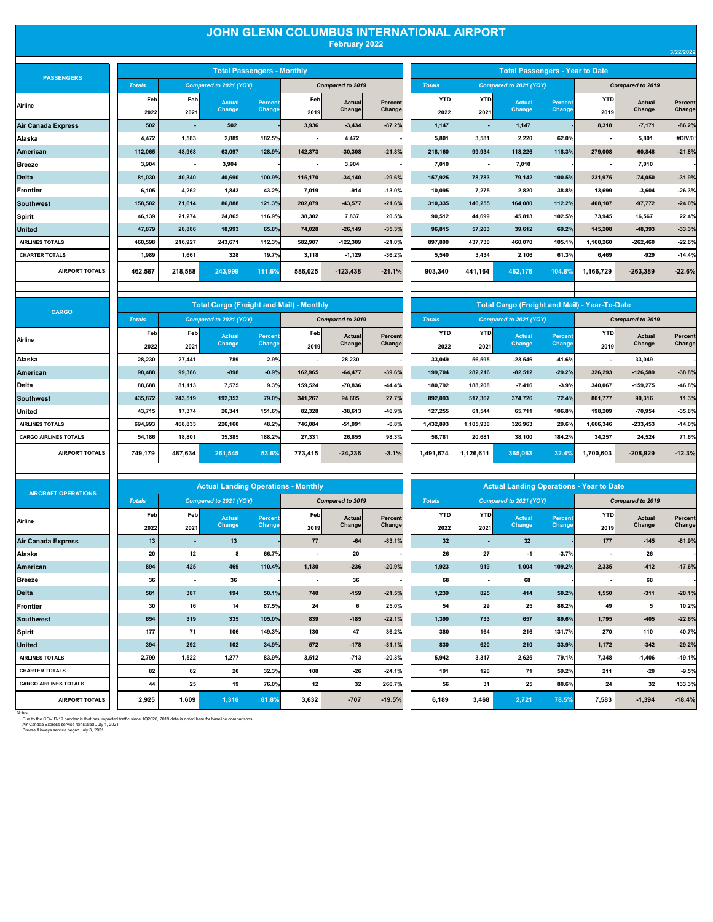# JOHN GLENN COLUMBUS INTERNATIONAL AIRPORT

February 2022

3/22/2022

## PASSENGERS

| Airline | Total Passengers - Monthly | | | | | | | Total Passengers - Year to Date | | | | | | |
|---|---|---|---|---|---|---|---|---|---|---|---|---|---|---|
| | Totals | Compared to 2021 (YOY) | | | Compared to 2019 | | | Totals | Compared to 2021 (YOY) | | | Compared to 2019 | | |
| | Feb 2022 | Feb 2021 | Actual Change | Percent Change | Feb 2019 | Actual Change | Percent Change | YTD 2022 | YTD 2021 | Actual Change | Percent Change | YTD 2019 | Actual Change | Percent Change |
| Air Canada Express | 502 | - | 502 | - | 3,936 | -3,434 | -87.2% | 1,147 | - | 1,147 | - | 8,318 | -7,171 | -86.2% |
| Alaska | 4,472 | 1,583 | 2,889 | 182.5% | - | 4,472 | - | 5,801 | 3,581 | 2,220 | 62.0% | - | 5,801 | #DIV/0! |
| American | 112,065 | 48,968 | 63,097 | 128.9% | 142,373 | -30,308 | -21.3% | 218,160 | 99,934 | 118,226 | 118.3% | 279,008 | -60,848 | -21.8% |
| Breeze | 3,904 | - | 3,904 | - | - | 3,904 | - | 7,010 | - | 7,010 | - | - | 7,010 | - |
| Delta | 81,030 | 40,340 | 40,690 | 100.9% | 115,170 | -34,140 | -29.6% | 157,925 | 78,783 | 79,142 | 100.5% | 231,975 | -74,050 | -31.9% |
| Frontier | 6,105 | 4,262 | 1,843 | 43.2% | 7,019 | -914 | -13.0% | 10,095 | 7,275 | 2,820 | 38.8% | 13,699 | -3,604 | -26.3% |
| Southwest | 158,502 | 71,614 | 86,888 | 121.3% | 202,079 | -43,577 | -21.6% | 310,335 | 146,255 | 164,080 | 112.2% | 408,107 | -97,772 | -24.0% |
| Spirit | 46,139 | 21,274 | 24,865 | 116.9% | 38,302 | 7,837 | 20.5% | 90,512 | 44,699 | 45,813 | 102.5% | 73,945 | 16,567 | 22.4% |
| United | 47,879 | 28,886 | 18,993 | 65.8% | 74,028 | -26,149 | -35.3% | 96,815 | 57,203 | 39,612 | 69.2% | 145,208 | -48,393 | -33.3% |
| AIRLINES TOTALS | 460,598 | 216,927 | 243,671 | 112.3% | 582,907 | -122,309 | -21.0% | 897,800 | 437,730 | 460,070 | 105.1% | 1,160,260 | -262,460 | -22.6% |
| CHARTER TOTALS | 1,989 | 1,661 | 328 | 19.7% | 3,118 | -1,129 | -36.2% | 5,540 | 3,434 | 2,106 | 61.3% | 6,469 | -929 | -14.4% |
| AIRPORT TOTALS | 462,587 | 218,588 | 243,999 | 111.6% | 586,025 | -123,438 | -21.1% | 903,340 | 441,164 | 462,176 | 104.8% | 1,166,729 | -263,389 | -22.6% |

## CARGO

| Airline | Total Cargo (Freight and Mail) - Monthly | | | | | | | Total Cargo (Freight and Mail) - Year-To-Date | | | | | | |
|---|---|---|---|---|---|---|---|---|---|---|---|---|---|---|
| | Totals | Compared to 2021 (YOY) | | | Compared to 2019 | | | Totals | Compared to 2021 (YOY) | | | Compared to 2019 | | |
| | Feb 2022 | Feb 2021 | Actual Change | Percent Change | Feb 2019 | Actual Change | Percent Change | YTD 2022 | YTD 2021 | Actual Change | Percent Change | YTD 2019 | Actual Change | Percent Change |
| Alaska | 28,230 | 27,441 | 789 | 2.9% | - | 28,230 | - | 33,049 | 56,595 | -23,546 | -41.6% | - | 33,049 | - |
| American | 98,488 | 99,386 | -898 | -0.9% | 162,965 | -64,477 | -39.6% | 199,704 | 282,216 | -82,512 | -29.2% | 326,293 | -126,589 | -38.8% |
| Delta | 88,688 | 81,113 | 7,575 | 9.3% | 159,524 | -70,836 | -44.4% | 180,792 | 188,208 | -7,416 | -3.9% | 340,067 | -159,275 | -46.8% |
| Southwest | 435,872 | 243,519 | 192,353 | 79.0% | 341,267 | 94,605 | 27.7% | 892,093 | 517,367 | 374,726 | 72.4% | 801,777 | 90,316 | 11.3% |
| United | 43,715 | 17,374 | 26,341 | 151.6% | 82,328 | -38,613 | -46.9% | 127,255 | 61,544 | 65,711 | 106.8% | 198,209 | -70,954 | -35.8% |
| AIRLINES TOTALS | 694,993 | 468,833 | 226,160 | 48.2% | 746,084 | -51,091 | -6.8% | 1,432,893 | 1,105,930 | 326,963 | 29.6% | 1,666,346 | -233,453 | -14.0% |
| CARGO AIRLINES TOTALS | 54,186 | 18,801 | 35,385 | 188.2% | 27,331 | 26,855 | 98.3% | 58,781 | 20,681 | 38,100 | 184.2% | 34,257 | 24,524 | 71.6% |
| AIRPORT TOTALS | 749,179 | 487,634 | 261,545 | 53.6% | 773,415 | -24,236 | -3.1% | 1,491,674 | 1,126,611 | 365,063 | 32.4% | 1,700,603 | -208,929 | -12.3% |

## AIRCRAFT OPERATIONS

| Airline | Actual Landing Operations - Monthly | | | | | | | Actual Landing Operations - Year to Date | | | | | | |
|---|---|---|---|---|---|---|---|---|---|---|---|---|---|---|
| | Totals | Compared to 2021 (YOY) | | | Compared to 2019 | | | Totals | Compared to 2021 (YOY) | | | Compared to 2019 | | |
| | Feb 2022 | Feb 2021 | Actual Change | Percent Change | Feb 2019 | Actual Change | Percent Change | YTD 2022 | YTD 2021 | Actual Change | Percent Change | YTD 2019 | Actual Change | Percent Change |
| Air Canada Express | 13 | - | 13 | - | 77 | -64 | -83.1% | 32 | - | 32 | - | 177 | -145 | -81.9% |
| Alaska | 20 | 12 | 8 | 66.7% | - | 20 | - | 26 | 27 | -1 | -3.7% | - | 26 | - |
| American | 894 | 425 | 469 | 110.4% | 1,130 | -236 | -20.9% | 1,923 | 919 | 1,004 | 109.2% | 2,335 | -412 | -17.6% |
| Breeze | 36 | - | 36 | - | - | 36 | - | 68 | - | 68 | - | - | 68 | - |
| Delta | 581 | 387 | 194 | 50.1% | 740 | -159 | -21.5% | 1,239 | 825 | 414 | 50.2% | 1,550 | -311 | -20.1% |
| Frontier | 30 | 16 | 14 | 87.5% | 24 | 6 | 25.0% | 54 | 29 | 25 | 86.2% | 49 | 5 | 10.2% |
| Southwest | 654 | 319 | 335 | 105.0% | 839 | -185 | -22.1% | 1,390 | 733 | 657 | 89.6% | 1,795 | -405 | -22.6% |
| Spirit | 177 | 71 | 106 | 149.3% | 130 | 47 | 36.2% | 380 | 164 | 216 | 131.7% | 270 | 110 | 40.7% |
| United | 394 | 292 | 102 | 34.9% | 572 | -178 | -31.1% | 830 | 620 | 210 | 33.9% | 1,172 | -342 | -29.2% |
| AIRLINES TOTALS | 2,799 | 1,522 | 1,277 | 83.9% | 3,512 | -713 | -20.3% | 5,942 | 3,317 | 2,625 | 79.1% | 7,348 | -1,406 | -19.1% |
| CHARTER TOTALS | 82 | 62 | 20 | 32.3% | 108 | -26 | -24.1% | 191 | 120 | 71 | 59.2% | 211 | -20 | -9.5% |
| CARGO AIRLINES TOTALS | 44 | 25 | 19 | 76.0% | 12 | 32 | 266.7% | 56 | 31 | 25 | 80.6% | 24 | 32 | 133.3% |
| AIRPORT TOTALS | 2,925 | 1,609 | 1,316 | 81.8% | 3,632 | -707 | -19.5% | 6,189 | 3,468 | 2,721 | 78.5% | 7,583 | -1,394 | -18.4% |

Notes:
Due to the COVID-19 pandemic that has impacted traffic since 1Q2020, 2019 data is noted here for baseline comparisons
Air Canada Express service reinstated July 1, 2021
Breeze Airways service began July 3, 2021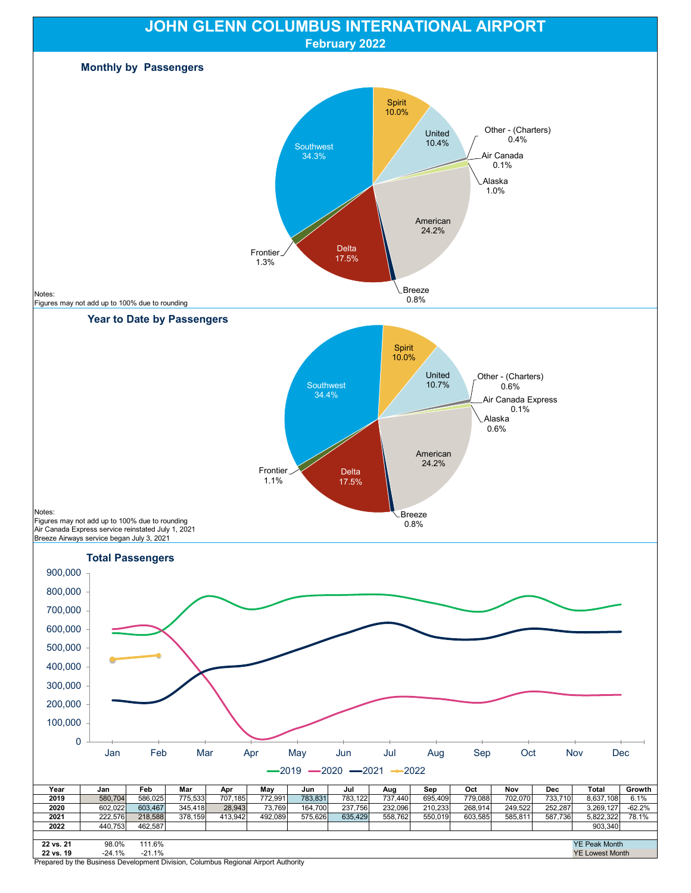# JOHN GLENN COLUMBUS INTERNATIONAL AIRPORT

## February 2022

### Monthly by Passengers

Southwest 34.3%, Spirit 10.0%, United 10.4%, Other - (Charters) 0.4%, Air Canada 0.1%, Alaska 1.0%, American 24.2%, Breeze 0.8%, Delta 17.5%, Frontier 1.3%

Notes:
Figures may not add up to 100% due to rounding

### Year to Date by Passengers

Southwest 34.4%, Spirit 10.0%, United 10.7%, Other - (Charters) 0.6%, Air Canada Express 0.1%, Alaska 0.6%, American 24.2%, Breeze 0.8%, Delta 17.5%, Frontier 1.1%

Notes:
Figures may not add up to 100% due to rounding
Air Canada Express service reinstated July 1, 2021
Breeze Airways service began July 3, 2021

### Total Passengers

| Year | Jan | Feb | Mar | Apr | May | Jun | Jul | Aug | Sep | Oct | Nov | Dec | Total | Growth |
|---|---|---|---|---|---|---|---|---|---|---|---|---|---|---|
| 2019 | 580,704 | 586,025 | 775,533 | 707,185 | 772,991 | 783,831 | 783,122 | 737,440 | 695,409 | 779,088 | 702,070 | 733,710 | 8,637,108 | 6.1% |
| 2020 | 602,022 | 603,467 | 345,418 | 28,943 | 73,769 | 164,700 | 237,756 | 232,096 | 210,233 | 268,914 | 249,522 | 252,287 | 3,269,127 | -62.2% |
| 2021 | 222,576 | 218,588 | 378,159 | 413,942 | 492,089 | 575,626 | 635,429 | 558,762 | 550,019 | 603,585 | 585,811 | 587,736 | 5,822,322 | 78.1% |
| 2022 | 440,753 | 462,587 | | | | | | | | | | | 903,340 | |
| | | | | | | | | | | | | | | |
| 22 vs. 21 | 98.0% | 111.6% | | | | | | | | | | | | |
| 22 vs. 19 | -24.1% | -21.1% | | | | | | | | | | | | |

YE Peak Month
YE Lowest Month

Prepared by the Business Development Division, Columbus Regional Airport Authority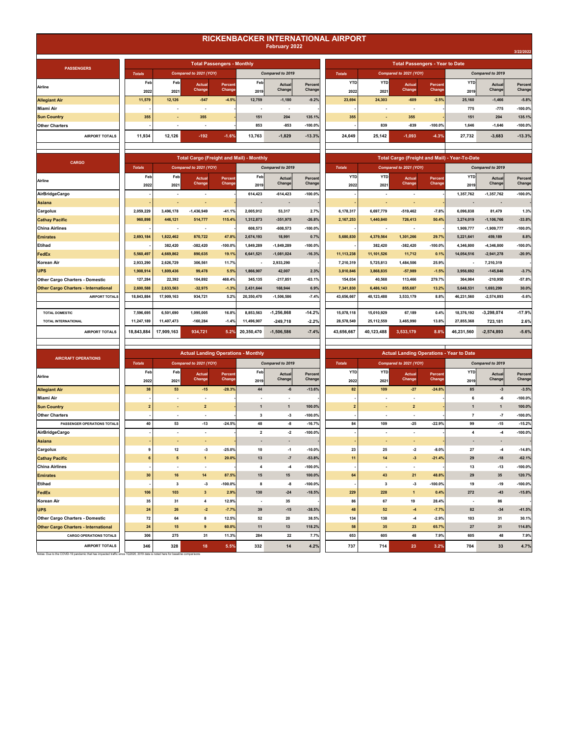# RICKENBACKER INTERNATIONAL AIRPORT

**February 2022**

3/22/2022

| PASSENGERS | Total Passengers - Monthly | | | | | | | Total Passengers - Year to Date | | | | | | |
|---|---|---|---|---|---|---|---|---|---|---|---|---|---|---|
| | Totals | Compared to 2021 (YOY) | | | Compared to 2019 | | | Totals | Compared to 2021 (YOY) | | | Compared to 2019 | | |
| Airline | Feb 2022 | Feb 2021 | Actual Change | Percent Change | Feb 2019 | Actual Change | Percent Change | YTD 2022 | YTD 2021 | Actual Change | Percent Change | YTD 2019 | Actual Change | Percent Change |
| Allegiant Air | 11,579 | 12,126 | -547 | -4.5% | 12,759 | -1,180 | -9.2% | 23,694 | 24,303 | -609 | -2.5% | 25,160 | -1,466 | -5.8% |
| Miami Air | - | - | - | - | - | - | - | - | - | - | - | 775 | -775 | -100.0% |
| Sun Country | 355 | - | 355 | - | 151 | 204 | 135.1% | 355 | - | 355 | - | 151 | 204 | 135.1% |
| Other Charters | - | - | - | - | 853 | -853 | -100.0% | - | 839 | -839 | -100.0% | 1,646 | -1,646 | -100.0% |
| AIRPORT TOTALS | 11,934 | 12,126 | -192 | -1.6% | 13,763 | -1,829 | -13.3% | 24,049 | 25,142 | -1,093 | -4.3% | 27,732 | -3,683 | -13.3% |

| CARGO | Total Cargo (Freight and Mail) - Monthly | | | | | | | Total Cargo (Freight and Mail) - Year-To-Date | | | | | | |
|---|---|---|---|---|---|---|---|---|---|---|---|---|---|---|
| | Totals | Compared to 2021 (YOY) | | | Compared to 2019 | | | Totals | Compared to 2021 (YOY) | | | Compared to 2019 | | |
| Airline | Feb 2022 | Feb 2021 | Actual Change | Percent Change | Feb 2019 | Actual Change | Percent Change | YTD 2022 | YTD 2021 | Actual Change | Percent Change | YTD 2019 | Actual Change | Percent Change |
| AirBridgeCargo | - | - | - | - | 614,423 | -614,423 | -100.0% | - | - | - | - | 1,357,762 | -1,357,762 | -100.0% |
| Asiana | - | - | - | - | - | - | - | - | - | - | - | - | - | - |
| Cargolux | 2,059,229 | 3,496,178 | -1,436,949 | -41.1% | 2,005,912 | 53,317 | 2.7% | 6,178,317 | 6,697,779 | -519,462 | -7.8% | 6,096,838 | 81,479 | 1.3% |
| Cathay Pacific | 960,898 | 446,121 | 514,777 | 115.4% | 1,312,873 | -351,975 | -26.8% | 2,167,253 | 1,440,840 | 726,413 | 50.4% | 3,274,019 | -1,106,766 | -33.8% |
| China Airlines | - | - | - | - | 608,573 | -608,573 | -100.0% | - | - | - | - | 1,909,777 | -1,909,777 | -100.0% |
| Emirates | 2,693,184 | 1,822,462 | 870,722 | 47.8% | 2,674,193 | 18,991 | 0.7% | 5,680,830 | 4,379,564 | 1,301,266 | 29.7% | 5,221,641 | 459,189 | 8.8% |
| Etihad | - | 382,420 | -382,420 | -100.0% | 1,849,289 | -1,849,289 | -100.0% | - | 382,420 | -382,420 | -100.0% | 4,346,800 | -4,346,800 | -100.0% |
| FedEx | 5,560,497 | 4,669,862 | 890,635 | 19.1% | 6,641,521 | -1,081,024 | -16.3% | 11,113,238 | 11,101,526 | 11,712 | 0.1% | 14,054,516 | -2,941,278 | -20.9% |
| Korean Air | 2,933,290 | 2,626,729 | 306,561 | 11.7% | - | 2,933,290 | - | 7,210,319 | 5,725,813 | 1,484,506 | 25.9% | - | 7,210,319 | - |
| UPS | 1,908,914 | 1,809,436 | 99,478 | 5.5% | 1,866,907 | 42,007 | 2.3% | 3,810,846 | 3,868,835 | -57,989 | -1.5% | 3,956,692 | -145,846 | -3.7% |
| Other Cargo Charters - Domestic | 127,284 | 22,392 | 104,892 | 468.4% | 345,135 | -217,851 | -63.1% | 154,034 | 40,568 | 113,466 | 279.7% | 364,984 | -210,950 | -57.8% |
| Other Cargo Charters - International | 2,600,588 | 2,633,563 | -32,975 | -1.3% | 2,431,644 | 168,944 | 6.9% | 7,341,830 | 6,486,143 | 855,687 | 13.2% | 5,648,531 | 1,693,299 | 30.0% |
| AIRPORT TOTALS | 18,843,884 | 17,909,163 | 934,721 | 5.2% | 20,350,470 | -1,506,586 | -7.4% | 43,656,667 | 40,123,488 | 3,533,179 | 8.8% | 46,231,560 | -2,574,893 | -5.6% |
| TOTAL DOMESTIC | 7,596,695 | 6,501,690 | 1,095,005 | 16.8% | 8,853,563 | -1,256,868 | -14.2% | 15,078,118 | 15,010,929 | 67,189 | 0.4% | 18,376,192 | -3,298,074 | -17.9% |
| TOTAL INTERNATIONAL | 11,247,189 | 11,407,473 | -160,284 | -1.4% | 11,496,907 | -249,718 | -2.2% | 28,578,549 | 25,112,559 | 3,465,990 | 13.8% | 27,855,368 | 723,181 | 2.6% |
| AIRPORT TOTALS | 18,843,884 | 17,909,163 | 934,721 | 5.2% | 20,350,470 | -1,506,586 | -7.4% | 43,656,667 | 40,123,488 | 3,533,179 | 8.8% | 46,231,560 | -2,574,893 | -5.6% |

| AIRCRAFT OPERATIONS | Actual Landing Operations - Monthly | | | | | | | Actual Landing Operations - Year to Date | | | | | | |
|---|---|---|---|---|---|---|---|---|---|---|---|---|---|---|
| | Totals | Compared to 2021 (YOY) | | | Compared to 2019 | | | Totals | Compared to 2021 (YOY) | | | Compared to 2019 | | |
| Airline | Feb 2022 | Feb 2021 | Actual Change | Percent Change | Feb 2019 | Actual Change | Percent Change | YTD 2022 | YTD 2021 | Actual Change | Percent Change | YTD 2019 | Actual Change | Percent Change |
| Allegiant Air | 38 | 53 | -15 | -28.3% | 44 | -6 | -13.6% | 82 | 109 | -27 | -24.8% | 85 | -3 | -3.5% |
| Miami Air | - | - | - | - | - | - | - | - | - | - | - | 6 | -6 | -100.0% |
| Sun Country | 2 | - | 2 | - | 1 | 1 | 100.0% | 2 | - | 2 | - | 1 | 1 | 100.0% |
| Other Charters | - | - | - | - | 3 | -3 | -100.0% | - | - | - | - | 7 | -7 | -100.0% |
| PASSENGER OPERATIONS TOTALS | 40 | 53 | -13 | -24.5% | 48 | -8 | -16.7% | 84 | 109 | -25 | -22.9% | 99 | -15 | -15.2% |
| AirBridgeCargo | - | - | - | - | 2 | -2 | -100.0% | - | - | - | - | 4 | -4 | -100.0% |
| Asiana | - | - | - | - | - | - | - | - | - | - | - | - | - | - |
| Cargolux | 9 | 12 | -3 | -25.0% | 10 | -1 | -10.0% | 23 | 25 | -2 | -8.0% | 27 | -4 | -14.8% |
| Cathay Pacific | 6 | 5 | 1 | 20.0% | 13 | -7 | -53.8% | 11 | 14 | -3 | -21.4% | 29 | -18 | -62.1% |
| China Airlines | - | - | - | - | 4 | -4 | -100.0% | - | - | - | - | 13 | -13 | -100.0% |
| Emirates | 30 | 16 | 14 | 87.5% | 15 | 15 | 100.0% | 64 | 43 | 21 | 48.8% | 29 | 35 | 120.7% |
| Etihad | - | 3 | -3 | -100.0% | 8 | -8 | -100.0% | - | 3 | -3 | -100.0% | 19 | -19 | -100.0% |
| FedEx | 106 | 103 | 3 | 2.9% | 130 | -24 | -18.5% | 229 | 228 | 1 | 0.4% | 272 | -43 | -15.8% |
| Korean Air | 35 | 31 | 4 | 12.9% | - | 35 | - | 86 | 67 | 19 | 28.4% | - | 86 | - |
| UPS | 24 | 26 | -2 | -7.7% | 39 | -15 | -38.5% | 48 | 52 | -4 | -7.7% | 82 | -34 | -41.5% |
| Other Cargo Charters - Domestic | 72 | 64 | 8 | 12.5% | 52 | 20 | 38.5% | 134 | 138 | -4 | -2.9% | 103 | 31 | 30.1% |
| Other Cargo Charters - International | 24 | 15 | 9 | 60.0% | 11 | 13 | 118.2% | 58 | 35 | 23 | 65.7% | 27 | 31 | 114.8% |
| CARGO OPERATIONS TOTALS | 306 | 275 | 31 | 11.3% | 284 | 22 | 7.7% | 653 | 605 | 48 | 7.9% | 605 | 48 | 7.9% |
| AIRPORT TOTALS | 346 | 328 | 18 | 5.5% | 332 | 14 | 4.2% | 737 | 714 | 23 | 3.2% | 704 | 33 | 4.7% |

Notes: Due to the COVID-19 pandemic that has impacted traffic since 1Q2020, 2019 data is noted here for baseline comparisons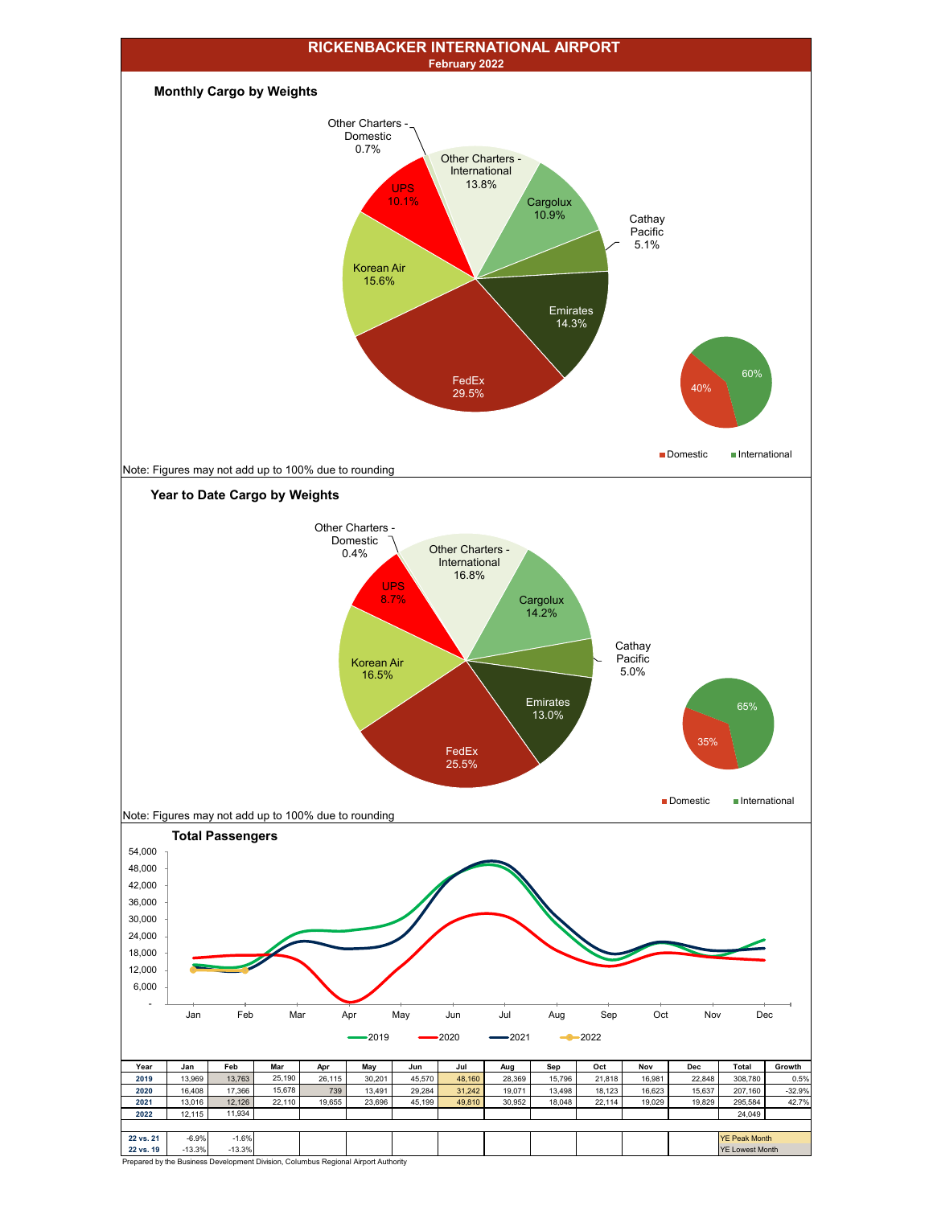# RICKENBACKER INTERNATIONAL AIRPORT

February 2022

## Monthly Cargo by Weights

Other Charters - Domestic 0.7%
Other Charters - International 13.8%
Cargolux 10.9%
Cathay Pacific 5.1%
Emirates 14.3%
FedEx 29.5%
Korean Air 15.6%
UPS 10.1%

Domestic 40% | International 60%

Note: Figures may not add up to 100% due to rounding

## Year to Date Cargo by Weights

Other Charters - Domestic 0.4%
Other Charters - International 16.8%
Cargolux 14.2%
Cathay Pacific 5.0%
Emirates 13.0%
FedEx 25.5%
Korean Air 16.5%
UPS 8.7%

Domestic 35% | International 65%

Note: Figures may not add up to 100% due to rounding

## Total Passengers

| Year | Jan | Feb | Mar | Apr | May | Jun | Jul | Aug | Sep | Oct | Nov | Dec | Total | Growth |
|---|---|---|---|---|---|---|---|---|---|---|---|---|---|---|
| 2019 | 13,969 | 13,763 | 25,190 | 26,115 | 30,201 | 45,570 | 48,160 | 28,369 | 15,796 | 21,818 | 16,981 | 22,848 | 308,780 | 0.5% |
| 2020 | 16,408 | 17,366 | 15,678 | 739 | 13,491 | 29,284 | 31,242 | 19,071 | 13,498 | 18,123 | 16,623 | 15,637 | 207,160 | -32.9% |
| 2021 | 13,016 | 12,126 | 22,110 | 19,655 | 23,696 | 45,199 | 49,810 | 30,952 | 18,048 | 22,114 | 19,029 | 19,829 | 295,584 | 42.7% |
| 2022 | 12,115 | 11,934 | | | | | | | | | | | 24,049 | |
| | | | | | | | | | | | | | | |
| 22 vs. 21 | -6.9% | -1.6% | | | | | | | | | | | YE Peak Month | |
| 22 vs. 19 | -13.3% | -13.3% | | | | | | | | | | | YE Lowest Month | |

Prepared by the Business Development Division, Columbus Regional Airport Authority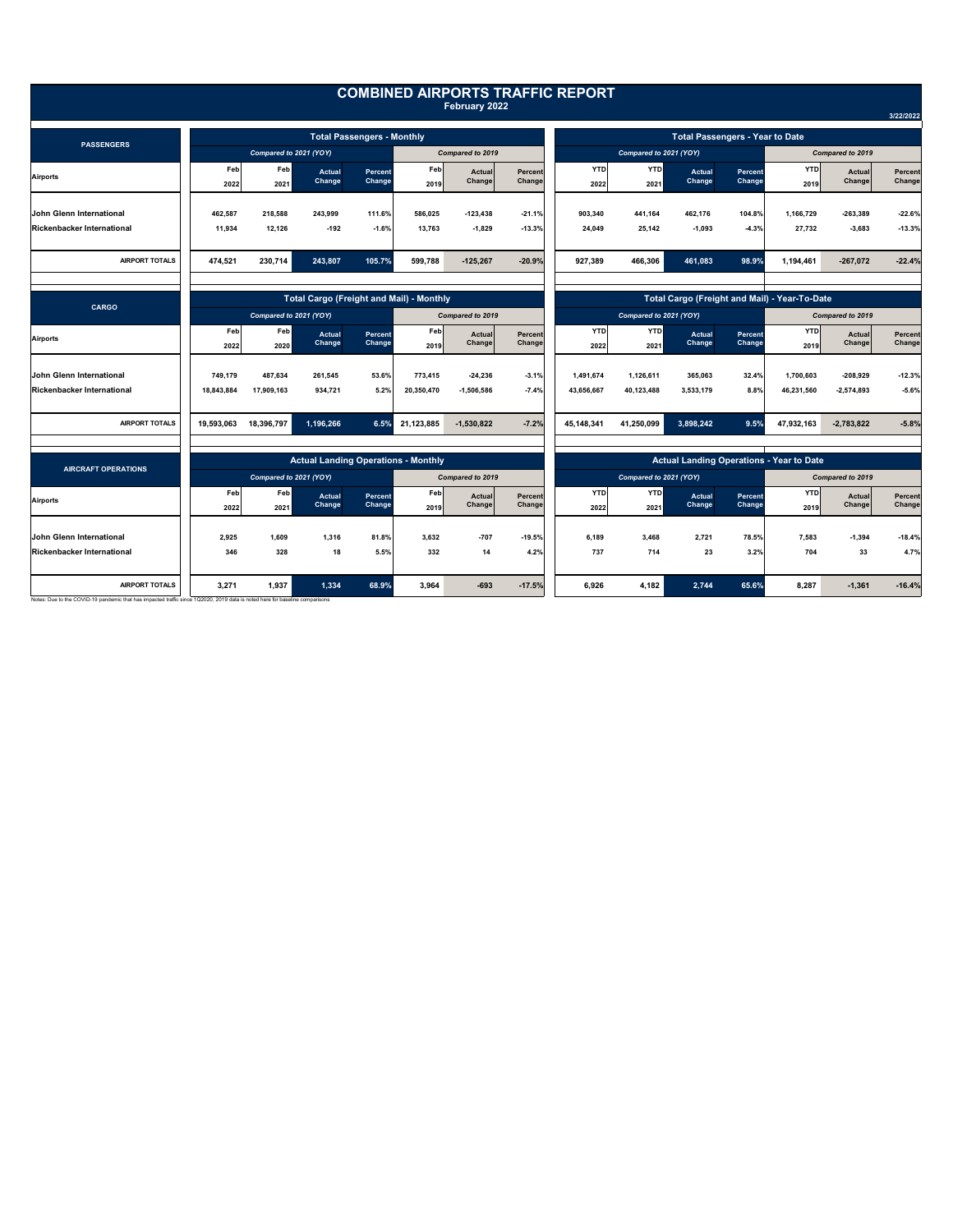# COMBINED AIRPORTS TRAFFIC REPORT

**February 2022**

3/22/2022

## PASSENGERS

| Airports | Total Passengers - Monthly | | | | | | | Total Passengers - Year to Date | | | | | | |
|---|---|---|---|---|---|---|---|---|---|---|---|---|---|---|
| | *Compared to 2021 (YOY)* | | | | *Compared to 2019* | | | *Compared to 2021 (YOY)* | | | | *Compared to 2019* | | |
| | Feb 2022 | Feb 2021 | Actual Change | Percent Change | Feb 2019 | Actual Change | Percent Change | YTD 2022 | YTD 2021 | Actual Change | Percent Change | YTD 2019 | Actual Change | Percent Change |
| John Glenn International | 462,587 | 218,588 | 243,999 | 111.6% | 586,025 | -123,438 | -21.1% | 903,340 | 441,164 | 462,176 | 104.8% | 1,166,729 | -263,389 | -22.6% |
| Rickenbacker International | 11,934 | 12,126 | -192 | -1.6% | 13,763 | -1,829 | -13.3% | 24,049 | 25,142 | -1,093 | -4.3% | 27,732 | -3,683 | -13.3% |
| **AIRPORT TOTALS** | **474,521** | **230,714** | **243,807** | **105.7%** | **599,788** | **-125,267** | **-20.9%** | **927,389** | **466,306** | **461,083** | **98.9%** | **1,194,461** | **-267,072** | **-22.4%** |

## CARGO

| Airports | Total Cargo (Freight and Mail) - Monthly | | | | | | | Total Cargo (Freight and Mail) - Year-To-Date | | | | | | |
|---|---|---|---|---|---|---|---|---|---|---|---|---|---|---|
| | *Compared to 2021 (YOY)* | | | | *Compared to 2019* | | | *Compared to 2021 (YOY)* | | | | *Compared to 2019* | | |
| | Feb 2022 | Feb 2020 | Actual Change | Percent Change | Feb 2019 | Actual Change | Percent Change | YTD 2022 | YTD 2021 | Actual Change | Percent Change | YTD 2019 | Actual Change | Percent Change |
| John Glenn International | 749,179 | 487,634 | 261,545 | 53.6% | 773,415 | -24,236 | -3.1% | 1,491,674 | 1,126,611 | 365,063 | 32.4% | 1,700,603 | -208,929 | -12.3% |
| Rickenbacker International | 18,843,884 | 17,909,163 | 934,721 | 5.2% | 20,350,470 | -1,506,586 | -7.4% | 43,656,667 | 40,123,488 | 3,533,179 | 8.8% | 46,231,560 | -2,574,893 | -5.6% |
| **AIRPORT TOTALS** | **19,593,063** | **18,396,797** | **1,196,266** | **6.5%** | **21,123,885** | **-1,530,822** | **-7.2%** | **45,148,341** | **41,250,099** | **3,898,242** | **9.5%** | **47,932,163** | **-2,783,822** | **-5.8%** |

## AIRCRAFT OPERATIONS

| Airports | Actual Landing Operations - Monthly | | | | | | | Actual Landing Operations - Year to Date | | | | | | |
|---|---|---|---|---|---|---|---|---|---|---|---|---|---|---|
| | *Compared to 2021 (YOY)* | | | | *Compared to 2019* | | | *Compared to 2021 (YOY)* | | | | *Compared to 2019* | | |
| | Feb 2022 | Feb 2021 | Actual Change | Percent Change | Feb 2019 | Actual Change | Percent Change | YTD 2022 | YTD 2021 | Actual Change | Percent Change | YTD 2019 | Actual Change | Percent Change |
| John Glenn International | 2,925 | 1,609 | 1,316 | 81.8% | 3,632 | -707 | -19.5% | 6,189 | 3,468 | 2,721 | 78.5% | 7,583 | -1,394 | -18.4% |
| Rickenbacker International | 346 | 328 | 18 | 5.5% | 332 | 14 | 4.2% | 737 | 714 | 23 | 3.2% | 704 | 33 | 4.7% |
| **AIRPORT TOTALS** | **3,271** | **1,937** | **1,334** | **68.9%** | **3,964** | **-693** | **-17.5%** | **6,926** | **4,182** | **2,744** | **65.6%** | **8,287** | **-1,361** | **-16.4%** |

Notes: Due to the COVID-19 pandemic that has impacted traffic since 1Q2020, 2019 data is noted here for baseline comparisons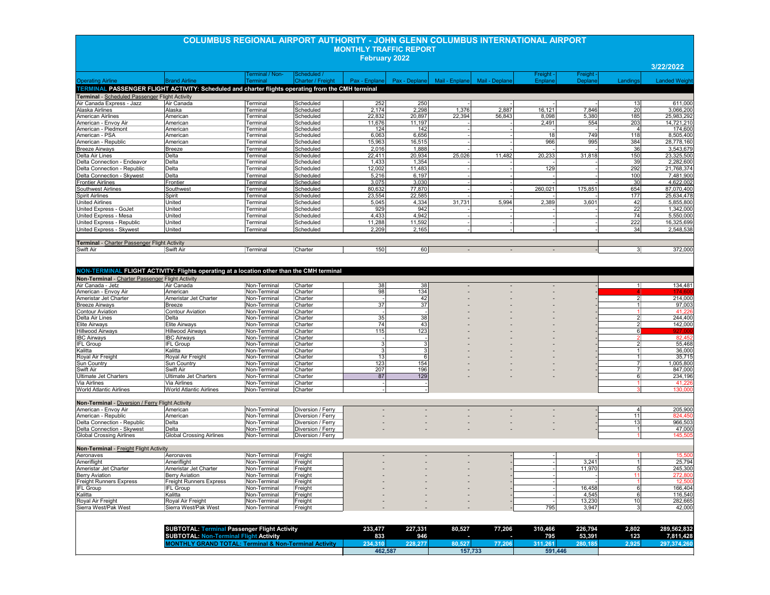# COLUMBUS REGIONAL AIRPORT AUTHORITY - JOHN GLENN COLUMBUS INTERNATIONAL AIRPORT

## MONTHLY TRAFFIC REPORT

### February 2022

3/22/2022

| Operating Airline | Brand Airline | Terminal / Non-Terminal | Scheduled / Charter / Freight | Pax - Enplane | Pax - Deplane | Mail - Enplane | Mail - Deplane | Freight - Enplane | Freight - Deplane | Landings | Landed Weight |
|---|---|---|---|---|---|---|---|---|---|---|---|
| **TERMINAL PASSENGER FLIGHT ACTIVITY: Scheduled and charter flights operating from the CMH terminal** | | | | | | | | | | | |
| **Terminal - Scheduled Passenger Flight Activity** | | | | | | | | | | | |
| Air Canada Express - Jazz | Air Canada | Terminal | Scheduled | 252 | 250 | - | - | - | - | 13 | 611,000 |
| Alaska Airlines | Alaska | Terminal | Scheduled | 2,174 | 2,298 | 1,376 | 2,887 | 16,121 | 7,846 | 20 | 3,066,200 |
| American Airlines | American | Terminal | Scheduled | 22,832 | 20,897 | 22,394 | 56,843 | 8,098 | 5,380 | 185 | 25,983,292 |
| American - Envoy Air | American | Terminal | Scheduled | 11,676 | 11,197 | - | - | 2,491 | 554 | 203 | 14,721,210 |
| American - Piedmont | American | Terminal | Scheduled | 124 | 142 | - | - | - | - | 4 | 174,600 |
| American - PSA | American | Terminal | Scheduled | 6,063 | 6,656 | - | - | 18 | 749 | 118 | 8,505,400 |
| American - Republic | American | Terminal | Scheduled | 15,963 | 16,515 | - | - | 966 | 995 | 384 | 28,778,160 |
| Breeze Airways | Breeze | Terminal | Scheduled | 2,016 | 1,888 | - | - | - | - | 36 | 3,543,679 |
| Delta Air Lines | Delta | Terminal | Scheduled | 22,411 | 20,934 | 25,026 | 11,482 | 20,233 | 31,818 | 150 | 23,325,500 |
| Delta Connection - Endeavor | Delta | Terminal | Scheduled | 1,433 | 1,354 | - | - | - | - | 39 | 2,282,600 |
| Delta Connection - Republic | Delta | Terminal | Scheduled | 12,002 | 11,483 | - | - | 129 | - | 292 | 21,768,374 |
| Delta Connection - Skywest | Delta | Terminal | Scheduled | 5,216 | 6,197 | - | - | - | - | 100 | 7,481,900 |
| Frontier Airlines | Frontier | Terminal | Scheduled | 3,075 | 3,030 | - | - | - | - | 30 | 4,622,002 |
| Southwest Airlines | Southwest | Terminal | Scheduled | 80,632 | 77,870 | - | - | 260,021 | 175,851 | 654 | 87,070,400 |
| Spirit Airlines | Spirit | Terminal | Scheduled | 23,554 | 22,585 | - | - | - | - | 177 | 25,634,478 |
| United Airlines | United | Terminal | Scheduled | 5,045 | 4,334 | 31,731 | 5,994 | 2,389 | 3,601 | 42 | 5,855,800 |
| United Express - GoJet | United | Terminal | Scheduled | 929 | 942 | - | - | - | - | 22 | 1,342,000 |
| United Express - Mesa | United | Terminal | Scheduled | 4,433 | 4,942 | - | - | - | - | 74 | 5,550,000 |
| United Express - Republic | United | Terminal | Scheduled | 11,288 | 11,592 | - | - | - | - | 222 | 16,325,699 |
| United Express - Skywest | United | Terminal | Scheduled | 2,209 | 2,165 | - | - | - | - | 34 | 2,548,538 |
| **Terminal - Charter Passenger Flight Activity** | | | | | | | | | | | |
| Swift Air | Swift Air | Terminal | Charter | 150 | 60 | - | - | - | - | 3 | 372,000 |
| **NON-TERMINAL FLIGHT ACTIVITY: Flights operating at a location other than the CMH terminal** | | | | | | | | | | | |
| **Non-Terminal - Charter Passenger Flight Activity** | | | | | | | | | | | |
| Air Canada - Jetz | Air Canada | Non-Terminal | Charter | 38 | 38 | - | - | - | - | 1 | 134,481 |
| American - Envoy Air | American | Non-Terminal | Charter | 98 | 134 | - | - | - | - | 4 | 174,600 |
| Ameristar Jet Charter | Ameristar Jet Charter | Non-Terminal | Charter | - | 42 | - | - | - | - | 2 | 214,000 |
| Breeze Airways | Breeze | Non-Terminal | Charter | 37 | 37 | - | - | - | - | 1 | 97,003 |
| Contour Aviation | Contour Aviation | Non-Terminal | Charter | - | - | - | - | - | - | 1 | 41,226 |
| Delta Air Lines | Delta | Non-Terminal | Charter | 35 | 38 | - | - | - | - | 2 | 244,400 |
| Elite Airways | Elite Airways | Non-Terminal | Charter | 74 | 43 | - | - | - | - | 2 | 142,000 |
| Hillwood Airways | Hillwood Airways | Non-Terminal | Charter | 115 | 123 | - | - | - | - | 6 | 927,000 |
| IBC Airways | IBC Airways | Non-Terminal | Charter | - | - | - | - | - | - | 2 | 82,452 |
| IFL Group | IFL Group | Non-Terminal | Charter | 3 | 3 | - | - | - | - | 2 | 55,468 |
| Kalitta | Kalitta | Non-Terminal | Charter | 3 | 3 | - | - | - | - | 1 | 36,000 |
| Royal Air Freight | Royal Air Freight | Non-Terminal | Charter | 13 | 6 | - | - | - | - | 1 | 35,715 |
| Sun Country | Sun Country | Non-Terminal | Charter | 123 | 154 | - | - | - | - | 7 | 1,005,800 |
| Swift Air | Swift Air | Non-Terminal | Charter | 207 | 196 | - | - | - | - | 7 | 847,000 |
| Ultimate Jet Charters | Ultimate Jet Charters | Non-Terminal | Charter | 87 | 129 | - | - | - | - | 6 | 234,196 |
| Via Airlines | Via Airlines | Non-Terminal | Charter | - | - | | | | | 1 | 41,226 |
| World Atlantic Airlines | World Atlantic Airlines | Non-Terminal | Charter | - | - | | | | | 3 | 130,000 |
| **Non-Terminal - Diversion / Ferry Flight Activity** | | | | | | | | | | | |
| American - Envoy Air | American | Non-Terminal | Diversion / Ferry | - | - | - | - | - | - | 4 | 205,900 |
| American - Republic | American | Non-Terminal | Diversion / Ferry | - | - | - | - | - | - | 11 | 824,450 |
| Delta Connection - Republic | Delta | Non-Terminal | Diversion / Ferry | - | - | - | - | - | - | 13 | 966,503 |
| Delta Connection - Skywest | Delta | Non-Terminal | Diversion / Ferry | - | - | - | - | - | - | 1 | 47,000 |
| Global Crossing Airlines | Global Crossing Airlines | Non-Terminal | Diversion / Ferry | | | | | | | 1 | 145,505 |
| **Non-Terminal - Freight Flight Activity** | | | | | | | | | | | |
| Aeronaves | Aeronaves | Non-Terminal | Freight | - | - | - | - | - | - | 1 | 15,500 |
| Ameriflight | Ameriflight | Non-Terminal | Freight | - | - | - | - | - | 3,241 | 1 | 25,794 |
| Ameristar Jet Charter | Ameristar Jet Charter | Non-Terminal | Freight | - | - | - | - | - | 11,970 | 5 | 245,300 |
| Berry Aviation | Berry Aviation | Non-Terminal | Freight | - | - | - | - | - | - | 11 | 272,800 |
| Freight Runners Express | Freight Runners Express | Non-Terminal | Freight | - | - | - | - | - | - | 1 | 12,500 |
| IFL Group | IFL Group | Non-Terminal | Freight | - | - | - | - | - | 16,458 | 6 | 166,404 |
| Kalitta | Kalitta | Non-Terminal | Freight | - | - | - | - | - | 4,545 | 6 | 116,540 |
| Royal Air Freight | Royal Air Freight | Non-Terminal | Freight | - | - | - | - | - | 13,230 | 10 | 282,665 |
| Sierra West/Pak West | Sierra West/Pak West | Non-Terminal | Freight | - | - | - | - | 795 | 3,947 | 3 | 42,000 |
| | **SUBTOTAL: Terminal Passenger Flight Activity** | | | 233,477 | 227,331 | 80,527 | 77,206 | 310,466 | 226,794 | 2,802 | 289,562,832 |
| | **SUBTOTAL: Non-Terminal Flight Activity** | | | 833 | 946 | - | - | 795 | 53,391 | 123 | 7,811,428 |
| | **MONTHLY GRAND TOTAL: Terminal & Non-Terminal Activity** | | | 234,310 | 228,277 | 80,527 | 77,206 | 311,261 | 280,185 | 2,925 | 297,374,260 |
| | | | | 462,587 | | 157,733 | | 591,446 | | | |